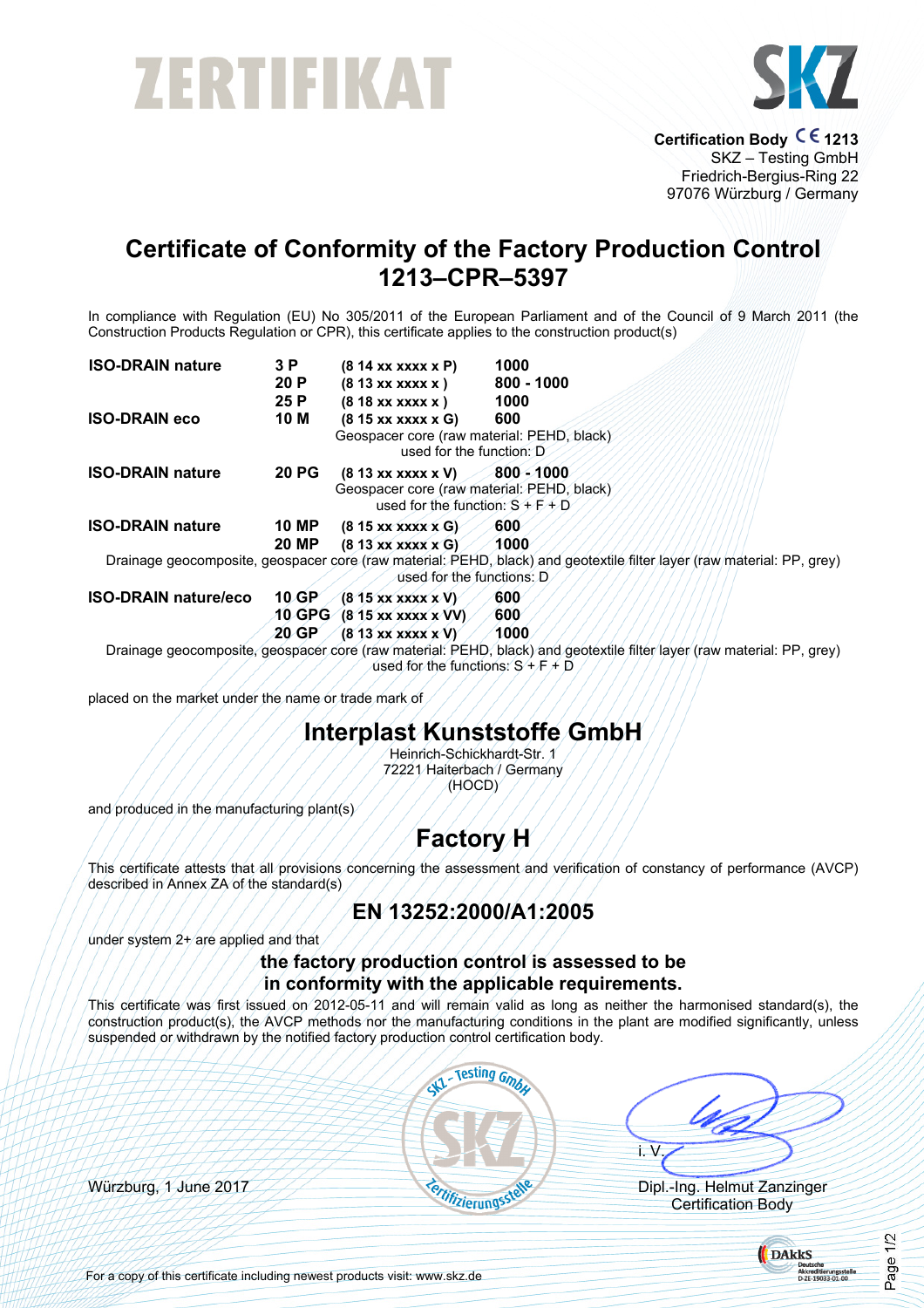# ZERTIFIKAT

**Certification Body CE 1213**
SKZ – Testing GmbH
Friedrich-Bergius-Ring 22
97076 Würzburg / Germany

## Certificate of Conformity of the Factory Production Control 1213–CPR–5397

In compliance with Regulation (EU) No 305/2011 of the European Parliament and of the Council of 9 March 2011 (the Construction Products Regulation or CPR), this certificate applies to the construction product(s)

| | | | |
|---|---|---|---|
| **ISO-DRAIN nature** | **3 P** | **(8 14 xx xxxx x P)** | **1000** |
| | **20 P** | **(8 13 xx xxxx x )** | **800 - 1000** |
| | **25 P** | **(8 18 xx xxxx x )** | **1000** |
| **ISO-DRAIN eco** | **10 M** | **(8 15 xx xxxx x G)** | **600** |

Geospacer core (raw material: PEHD, black)
used for the function: D

| | | | |
|---|---|---|---|
| **ISO-DRAIN nature** | **20 PG** | **(8 13 xx xxxx x V)** | **800 - 1000** |

Geospacer core (raw material: PEHD, black)
used for the function: S + F + D

| | | | |
|---|---|---|---|
| **ISO-DRAIN nature** | **10 MP** | **(8 15 xx xxxx x G)** | **600** |
| | **20 MP** | **(8 13 xx xxxx x G)** | **1000** |

Drainage geocomposite, geospacer core (raw material: PEHD, black) and geotextile filter layer (raw material: PP, grey)
used for the functions: D

| | | | |
|---|---|---|---|
| **ISO-DRAIN nature/eco** | **10 GP** | **(8 15 xx xxxx x V)** | **600** |
| | **10 GPG** | **(8 15 xx xxxx x VV)** | **600** |
| | **20 GP** | **(8 13 xx xxxx x V)** | **1000** |

Drainage geocomposite, geospacer core (raw material: PEHD, black) and geotextile filter layer (raw material: PP, grey)
used for the functions: S + F + D

placed on the market under the name or trade mark of

## Interplast Kunststoffe GmbH

Heinrich-Schickhardt-Str. 1
72221 Haiterbach / Germany
(HOCD)

and produced in the manufacturing plant(s)

## Factory H

This certificate attests that all provisions concerning the assessment and verification of constancy of performance (AVCP) described in Annex ZA of the standard(s)

## EN 13252:2000/A1:2005

under system 2+ are applied and that

**the factory production control is assessed to be in conformity with the applicable requirements.**

This certificate was first issued on 2012-05-11 and will remain valid as long as neither the harmonised standard(s), the construction product(s), the AVCP methods nor the manufacturing conditions in the plant are modified significantly, unless suspended or withdrawn by the notified factory production control certification body.

Würzburg, 1 June 2017

SKZ - Testing GmbH Zertifizierungsstelle

i. V.
Dipl.-Ing. Helmut Zanzinger
Certification Body

For a copy of this certificate including newest products visit: www.skz.de

DAkkS Deutsche Akkreditierungsstelle D-ZE-19033-01-00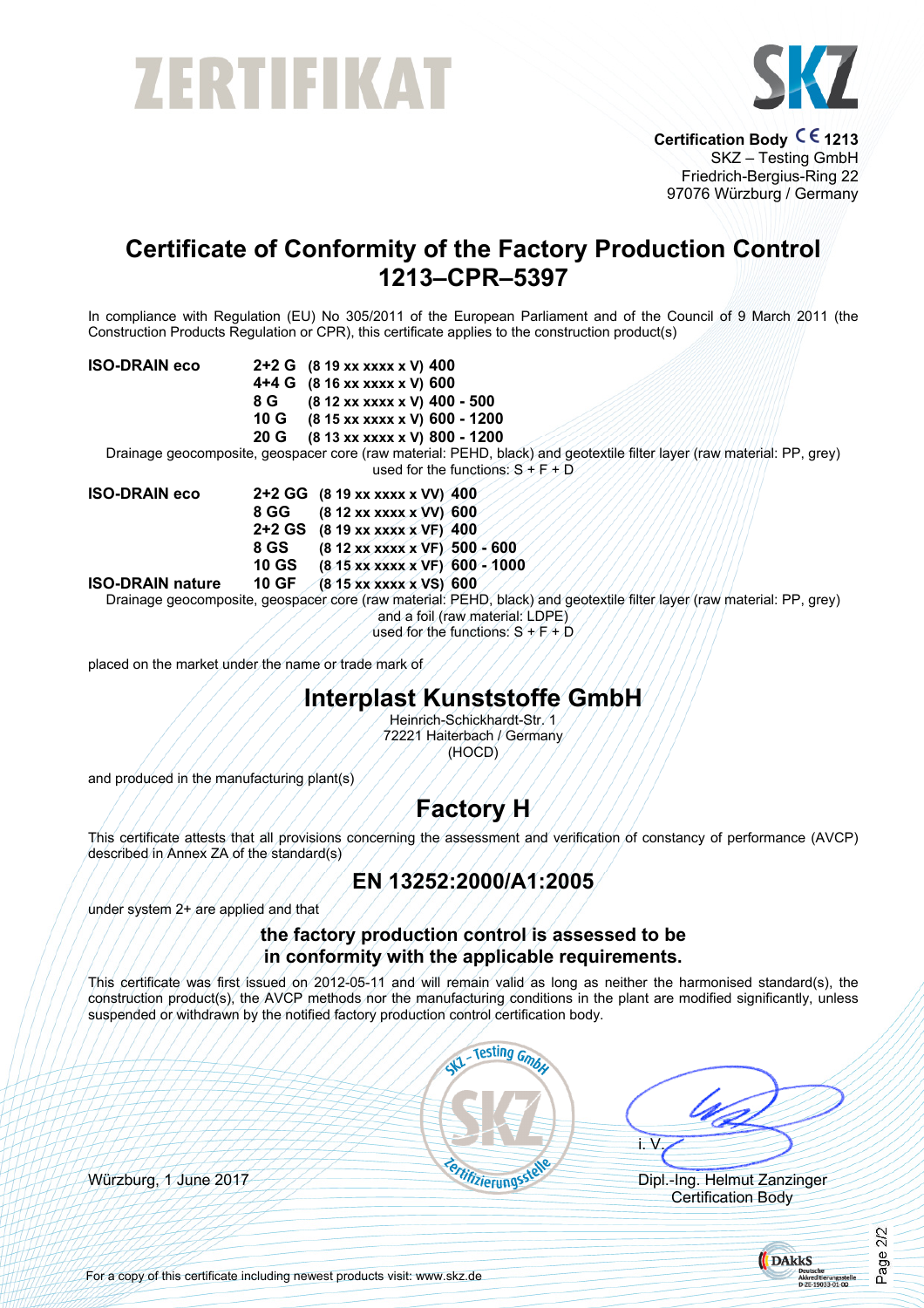# ZERTIFIKAT

**Certification Body CE 1213**
SKZ – Testing GmbH
Friedrich-Bergius-Ring 22
97076 Würzburg / Germany

## Certificate of Conformity of the Factory Production Control
## 1213–CPR–5397

In compliance with Regulation (EU) No 305/2011 of the European Parliament and of the Council of 9 March 2011 (the Construction Products Regulation or CPR), this certificate applies to the construction product(s)

| | | |
|---|---|---|
| **ISO-DRAIN eco** | **2+2 G** | **(8 19 xx xxxx x V) 400** |
| | **4+4 G** | **(8 16 xx xxxx x V) 600** |
| | **8 G** | **(8 12 xx xxxx x V) 400 - 500** |
| | **10 G** | **(8 15 xx xxxx x V) 600 - 1200** |
| | **20 G** | **(8 13 xx xxxx x V) 800 - 1200** |

Drainage geocomposite, geospacer core (raw material: PEHD, black) and geotextile filter layer (raw material: PP, grey)
used for the functions: S + F + D

| | | |
|---|---|---|
| **ISO-DRAIN eco** | **2+2 GG** | **(8 19 xx xxxx x VV) 400** |
| | **8 GG** | **(8 12 xx xxxx x VV) 600** |
| | **2+2 GS** | **(8 19 xx xxxx x VF) 400** |
| | **8 GS** | **(8 12 xx xxxx x VF) 500 - 600** |
| | **10 GS** | **(8 15 xx xxxx x VF) 600 - 1000** |
| **ISO-DRAIN nature** | **10 GF** | **(8 15 xx xxxx x VS) 600** |

Drainage geocomposite, geospacer core (raw material: PEHD, black) and geotextile filter layer (raw material: PP, grey)
and a foil (raw material: LDPE)
used for the functions: S + F + D

placed on the market under the name or trade mark of

## Interplast Kunststoffe GmbH

Heinrich-Schickhardt-Str. 1
72221 Haiterbach / Germany
(HOCD)

and produced in the manufacturing plant(s)

## Factory H

This certificate attests that all provisions concerning the assessment and verification of constancy of performance (AVCP) described in Annex ZA of the standard(s)

## EN 13252:2000/A1:2005

under system 2+ are applied and that

**the factory production control is assessed to be in conformity with the applicable requirements.**

This certificate was first issued on 2012-05-11 and will remain valid as long as neither the harmonised standard(s), the construction product(s), the AVCP methods nor the manufacturing conditions in the plant are modified significantly, unless suspended or withdrawn by the notified factory production control certification body.

Würzburg, 1 June 2017

SKZ - Testing GmbH Zertifizierungsstelle

i. V.
Dipl.-Ing. Helmut Zanzinger
Certification Body

For a copy of this certificate including newest products visit: www.skz.de

DAkkS Deutsche Akkreditierungsstelle D-ZE-19033-01-00